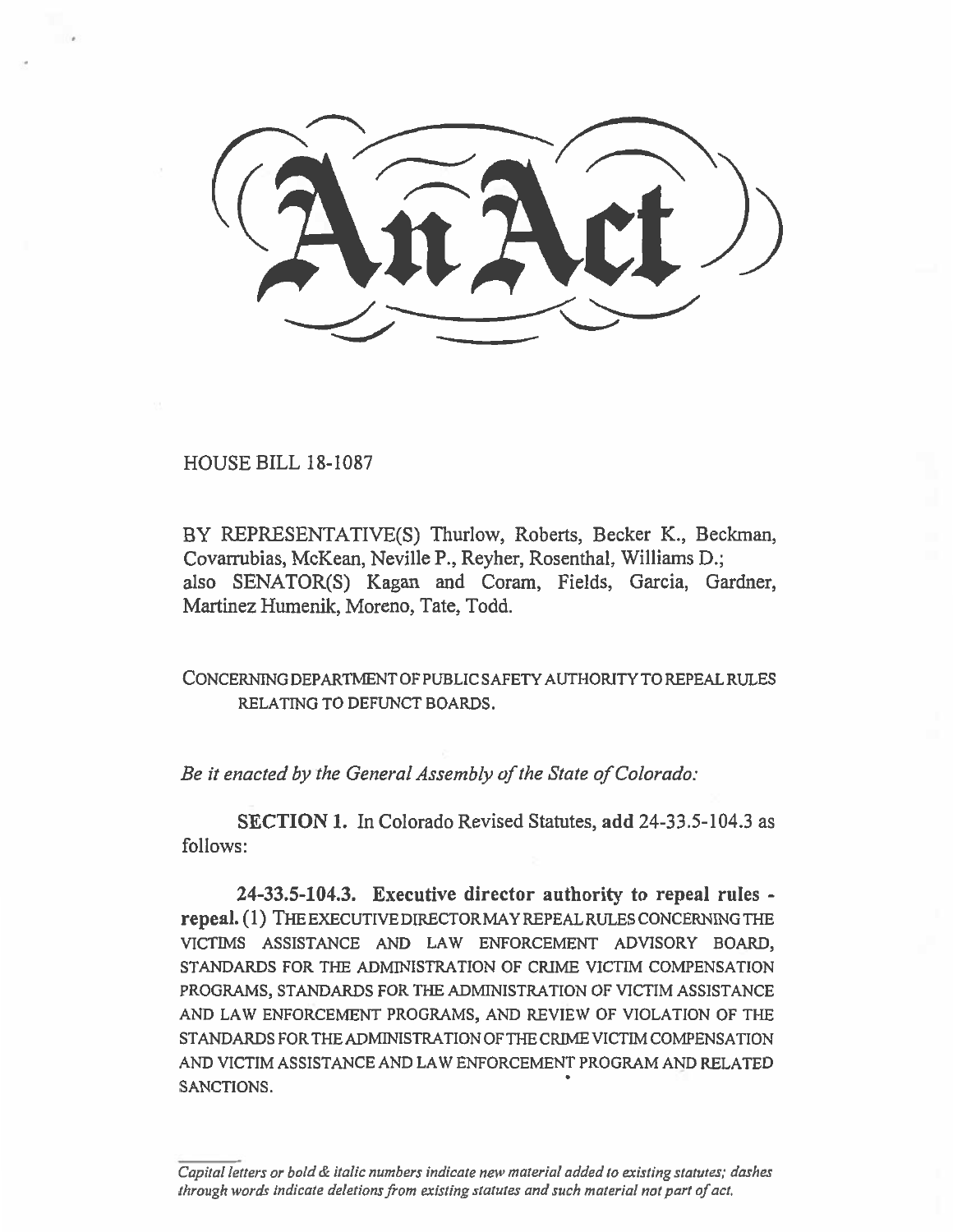# An Act

HOUSE BILL 18-1087

BY REPRESENTATIVE(S) Thurlow, Roberts, Becker K., Beckman, Covarrubias, McKean, Neville P., Reyher, Rosenthal, Williams D.; also SENATOR(S) Kagan and Coram, Fields, Garcia, Gardner, Martinez Humenik, Moreno, Tate, Todd.

CONCERNING DEPARTMENT OF PUBLIC SAFETY AUTHORITY TO REPEAL RULES RELATING TO DEFUNCT BOARDS.

*Be it enacted by the General Assembly of the State of Colorado:*

**SECTION 1.** In Colorado Revised Statutes, **add** 24-33.5-104.3 as follows:

**24-33.5-104.3. Executive director authority to repeal rules - repeal.** (1) THE EXECUTIVE DIRECTOR MAY REPEAL RULES CONCERNING THE VICTIMS ASSISTANCE AND LAW ENFORCEMENT ADVISORY BOARD, STANDARDS FOR THE ADMINISTRATION OF CRIME VICTIM COMPENSATION PROGRAMS, STANDARDS FOR THE ADMINISTRATION OF VICTIM ASSISTANCE AND LAW ENFORCEMENT PROGRAMS, AND REVIEW OF VIOLATION OF THE STANDARDS FOR THE ADMINISTRATION OF THE CRIME VICTIM COMPENSATION AND VICTIM ASSISTANCE AND LAW ENFORCEMENT PROGRAM AND RELATED SANCTIONS.

*Capital letters or bold & italic numbers indicate new material added to existing statutes; dashes through words indicate deletions from existing statutes and such material not part of act.*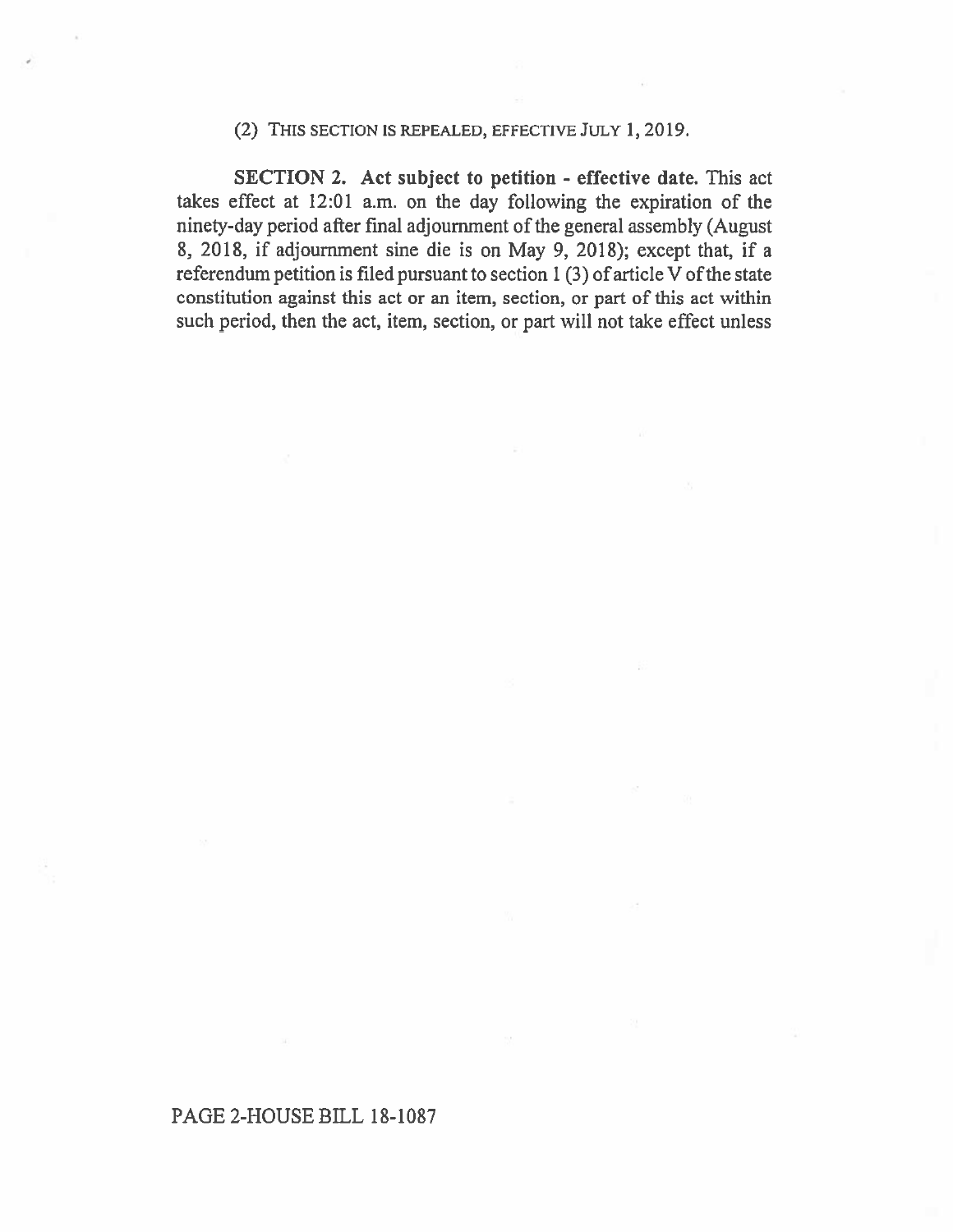(2) THIS SECTION IS REPEALED, EFFECTIVE JULY 1, 2019.

**SECTION 2. Act subject to petition - effective date.** This act takes effect at 12:01 a.m. on the day following the expiration of the ninety-day period after final adjournment of the general assembly (August 8, 2018, if adjournment sine die is on May 9, 2018); except that, if a referendum petition is filed pursuant to section 1 (3) of article V of the state constitution against this act or an item, section, or part of this act within such period, then the act, item, section, or part will not take effect unless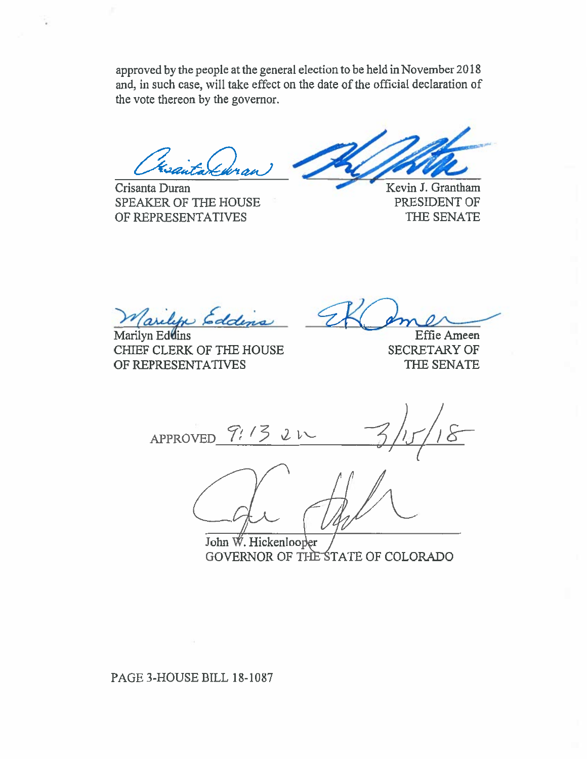approved by the people at the general election to be held in November 2018 and, in such case, will take effect on the date of the official declaration of the vote thereon by the governor.

Crisanta Duran
SPEAKER OF THE HOUSE
OF REPRESENTATIVES

Kevin J. Grantham
PRESIDENT OF
THE SENATE

Marilyn Eddins
CHIEF CLERK OF THE HOUSE
OF REPRESENTATIVES

Effie Ameen
SECRETARY OF
THE SENATE

APPROVED 9:13 am 3/15/18

John W. Hickenlooper
GOVERNOR OF THE STATE OF COLORADO

PAGE 3-HOUSE BILL 18-1087